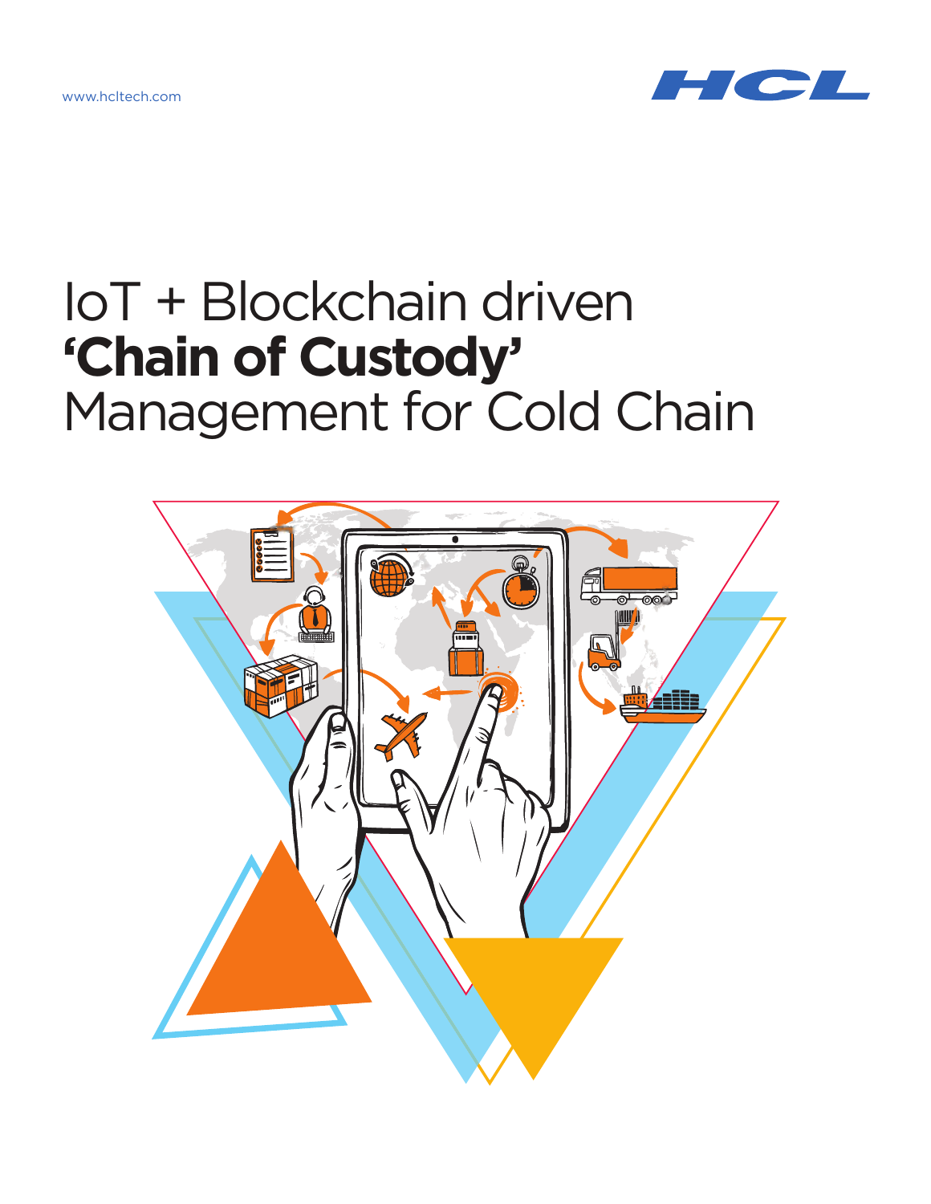www.hcltech.com

# IoT + Blockchain driven **'Chain of Custody'** Management for Cold Chain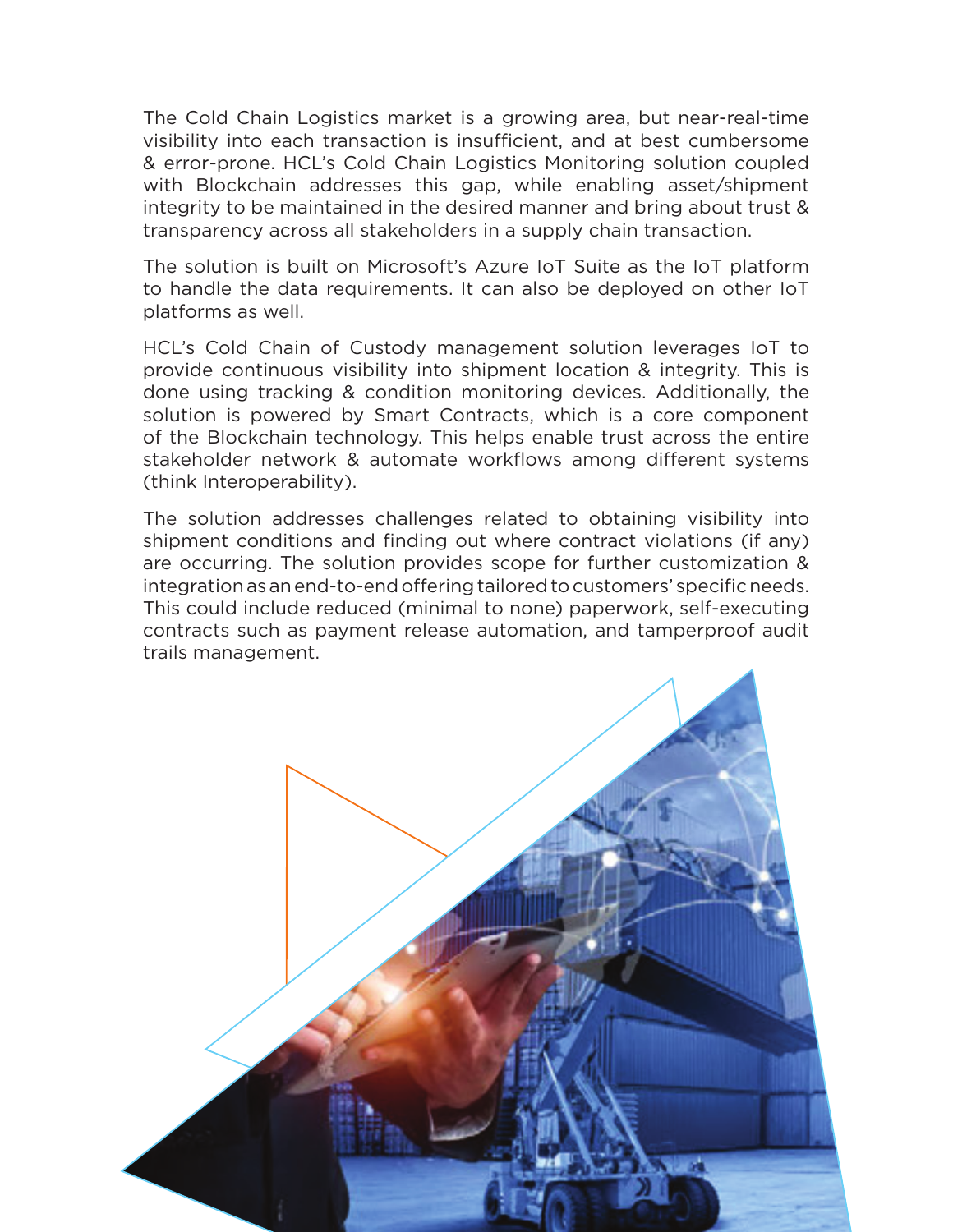The Cold Chain Logistics market is a growing area, but near-real-time visibility into each transaction is insufficient, and at best cumbersome & error-prone. HCL's Cold Chain Logistics Monitoring solution coupled with Blockchain addresses this gap, while enabling asset/shipment integrity to be maintained in the desired manner and bring about trust & transparency across all stakeholders in a supply chain transaction.

The solution is built on Microsoft's Azure IoT Suite as the IoT platform to handle the data requirements. It can also be deployed on other IoT platforms as well.

HCL's Cold Chain of Custody management solution leverages IoT to provide continuous visibility into shipment location & integrity. This is done using tracking & condition monitoring devices. Additionally, the solution is powered by Smart Contracts, which is a core component of the Blockchain technology. This helps enable trust across the entire stakeholder network & automate workflows among different systems (think Interoperability).

The solution addresses challenges related to obtaining visibility into shipment conditions and finding out where contract violations (if any) are occurring. The solution provides scope for further customization & integration as an end-to-end offering tailored to customers' specific needs. This could include reduced (minimal to none) paperwork, self-executing contracts such as payment release automation, and tamperproof audit trails management.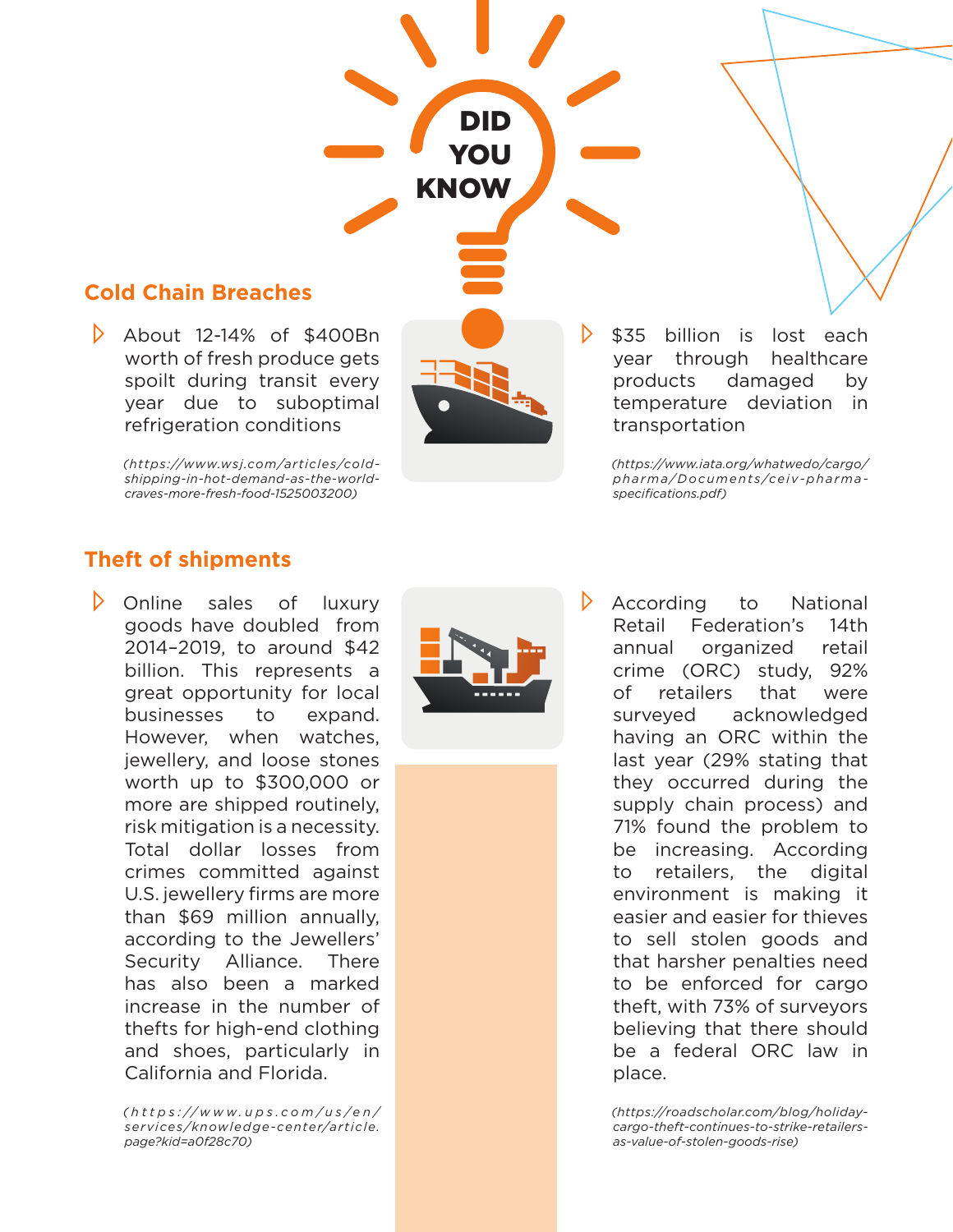# DID YOU KNOW

## Cold Chain Breaches

- About 12-14% of $400Bn worth of fresh produce gets spoilt during transit every year due to suboptimal refrigeration conditions

  *(https://www.wsj.com/articles/cold-shipping-in-hot-demand-as-the-world-craves-more-fresh-food-1525003200)*

- $35 billion is lost each year through healthcare products damaged by temperature deviation in transportation

  *(https://www.iata.org/whatwedo/cargo/pharma/Documents/ceiv-pharma-specifications.pdf)*

## Theft of shipments

- Online sales of luxury goods have doubled from 2014–2019, to around $42 billion. This represents a great opportunity for local businesses to expand. However, when watches, jewellery, and loose stones worth up to $300,000 or more are shipped routinely, risk mitigation is a necessity. Total dollar losses from crimes committed against U.S. jewellery firms are more than $69 million annually, according to the Jewellers' Security Alliance. There has also been a marked increase in the number of thefts for high-end clothing and shoes, particularly in California and Florida.

  *(https://www.ups.com/us/en/services/knowledge-center/article.page?kid=a0f28c70)*

- According to National Retail Federation's 14th annual organized retail crime (ORC) study, 92% of retailers that were surveyed acknowledged having an ORC within the last year (29% stating that they occurred during the supply chain process) and 71% found the problem to be increasing. According to retailers, the digital environment is making it easier and easier for thieves to sell stolen goods and that harsher penalties need to be enforced for cargo theft, with 73% of surveyors believing that there should be a federal ORC law in place.

  *(https://roadscholar.com/blog/holiday-cargo-theft-continues-to-strike-retailers-as-value-of-stolen-goods-rise)*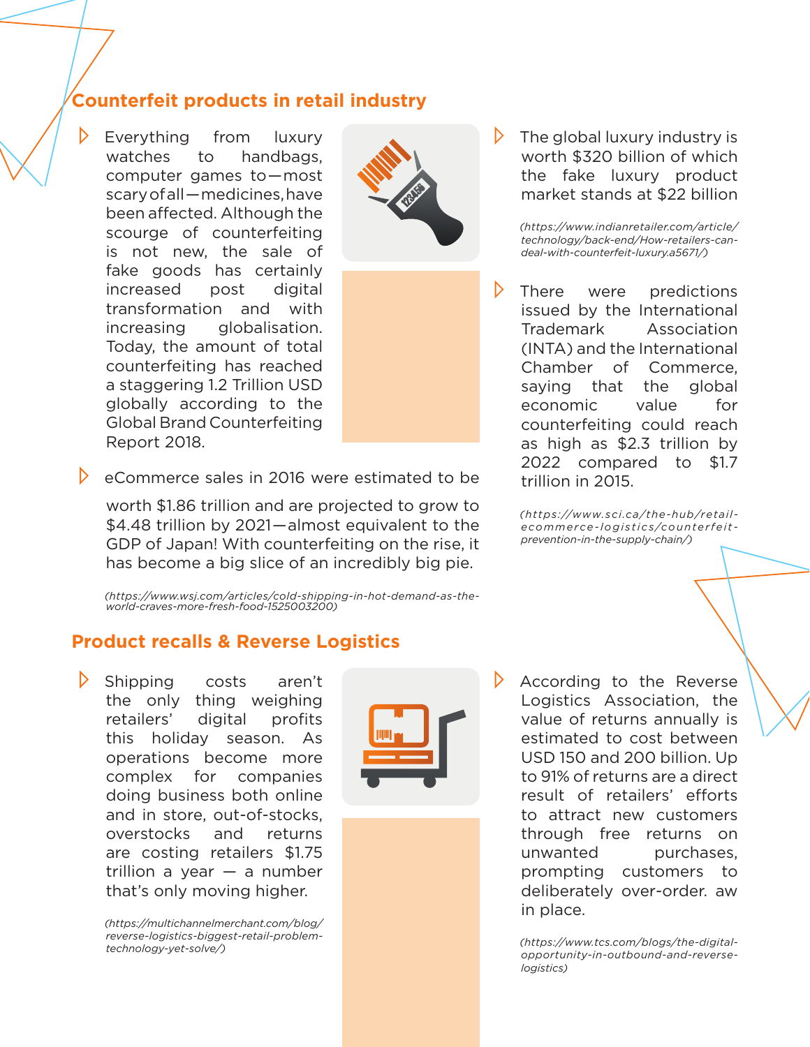## Counterfeit products in retail industry

- Everything from luxury watches to handbags, computer games to—most scary of all—medicines, have been affected. Although the scourge of counterfeiting is not new, the sale of fake goods has certainly increased post digital transformation and with increasing globalisation. Today, the amount of total counterfeiting has reached a staggering 1.2 Trillion USD globally according to the Global Brand Counterfeiting Report 2018.

- eCommerce sales in 2016 were estimated to be worth $1.86 trillion and are projected to grow to $4.48 trillion by 2021—almost equivalent to the GDP of Japan! With counterfeiting on the rise, it has become a big slice of an incredibly big pie.

*(https://www.wsj.com/articles/cold-shipping-in-hot-demand-as-the-world-craves-more-fresh-food-1525003200)*

- The global luxury industry is worth $320 billion of which the fake luxury product market stands at $22 billion

*(https://www.indianretailer.com/article/technology/back-end/How-retailers-can-deal-with-counterfeit-luxury.a5671/)*

- There were predictions issued by the International Trademark Association (INTA) and the International Chamber of Commerce, saying that the global economic value for counterfeiting could reach as high as $2.3 trillion by 2022 compared to $1.7 trillion in 2015.

*(https://www.sci.ca/the-hub/retail-ecommerce-logistics/counterfeit-prevention-in-the-supply-chain/)*

## Product recalls & Reverse Logistics

- Shipping costs aren't the only thing weighing retailers' digital profits this holiday season. As operations become more complex for companies doing business both online and in store, out-of-stocks, overstocks and returns are costing retailers $1.75 trillion a year — a number that's only moving higher.

*(https://multichannelmerchant.com/blog/reverse-logistics-biggest-retail-problem-technology-yet-solve/)*

- According to the Reverse Logistics Association, the value of returns annually is estimated to cost between USD 150 and 200 billion. Up to 91% of returns are a direct result of retailers' efforts to attract new customers through free returns on unwanted purchases, prompting customers to deliberately over-order. aw in place.

*(https://www.tcs.com/blogs/the-digital-opportunity-in-outbound-and-reverse-logistics)*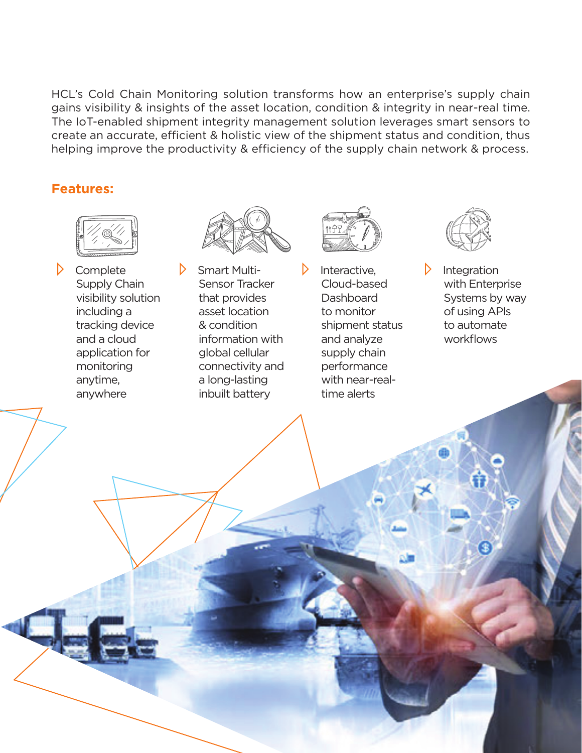HCL's Cold Chain Monitoring solution transforms how an enterprise's supply chain gains visibility & insights of the asset location, condition & integrity in near-real time. The IoT-enabled shipment integrity management solution leverages smart sensors to create an accurate, efficient & holistic view of the shipment status and condition, thus helping improve the productivity & efficiency of the supply chain network & process.

## Features:

- Complete Supply Chain visibility solution including a tracking device and a cloud application for monitoring anytime, anywhere
- Smart Multi-Sensor Tracker that provides asset location & condition information with global cellular connectivity and a long-lasting inbuilt battery
- Interactive, Cloud-based Dashboard to monitor shipment status and analyze supply chain performance with near-real-time alerts
- Integration with Enterprise Systems by way of using APIs to automate workflows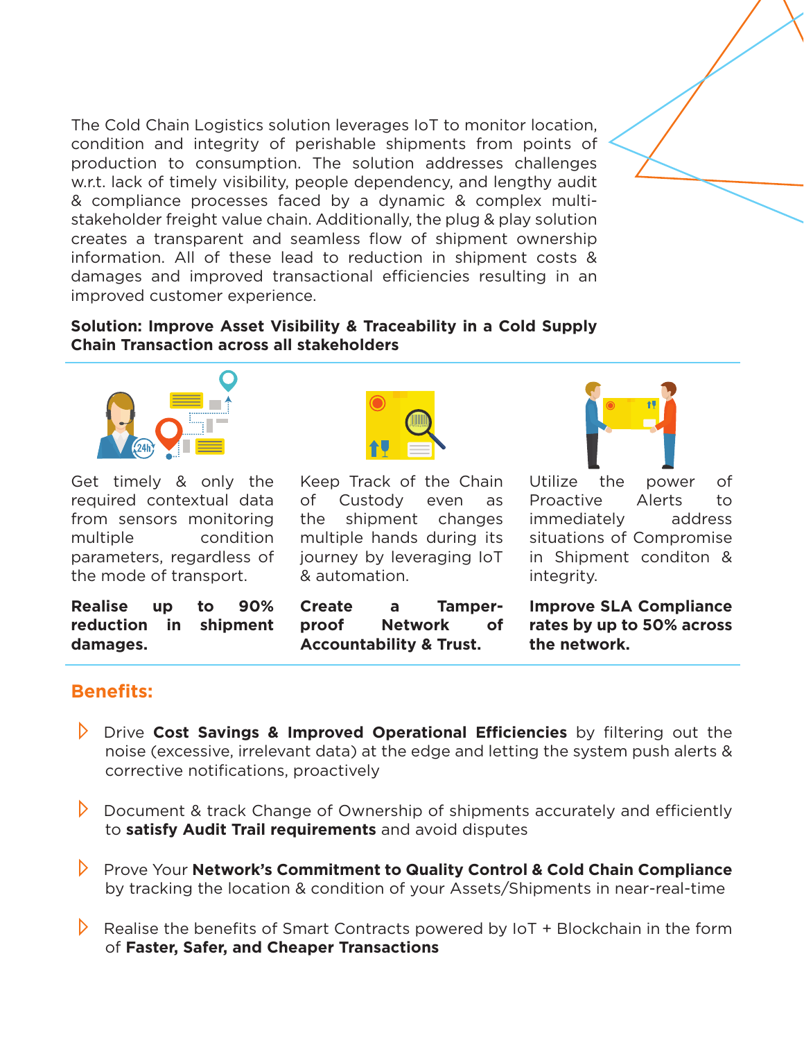The Cold Chain Logistics solution leverages IoT to monitor location, condition and integrity of perishable shipments from points of production to consumption. The solution addresses challenges w.r.t. lack of timely visibility, people dependency, and lengthy audit & compliance processes faced by a dynamic & complex multi-stakeholder freight value chain. Additionally, the plug & play solution creates a transparent and seamless flow of shipment ownership information. All of these lead to reduction in shipment costs & damages and improved transactional efficiencies resulting in an improved customer experience.

**Solution: Improve Asset Visibility & Traceability in a Cold Supply Chain Transaction across all stakeholders**

Get timely & only the required contextual data from sensors monitoring multiple condition parameters, regardless of the mode of transport.

**Realise up to 90% reduction in shipment damages.**

Keep Track of the Chain of Custody even as the shipment changes multiple hands during its journey by leveraging IoT & automation.

**Create a Tamper-proof Network of Accountability & Trust.**

Utilize the power of Proactive Alerts to immediately address situations of Compromise in Shipment conditon & integrity.

**Improve SLA Compliance rates by up to 50% across the network.**

## Benefits:

- Drive **Cost Savings & Improved Operational Efficiencies** by filtering out the noise (excessive, irrelevant data) at the edge and letting the system push alerts & corrective notifications, proactively
- Document & track Change of Ownership of shipments accurately and efficiently to **satisfy Audit Trail requirements** and avoid disputes
- Prove Your **Network's Commitment to Quality Control & Cold Chain Compliance** by tracking the location & condition of your Assets/Shipments in near-real-time
- Realise the benefits of Smart Contracts powered by IoT + Blockchain in the form of **Faster, Safer, and Cheaper Transactions**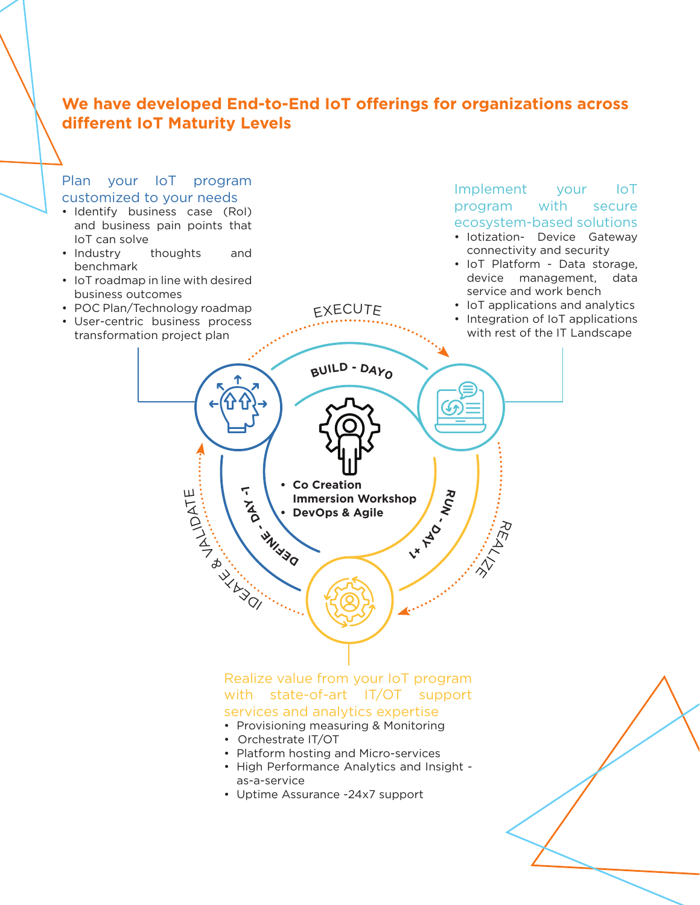## We have developed End-to-End IoT offerings for organizations across different IoT Maturity Levels

### Plan your IoT program customized to your needs

- Identify business case (RoI) and business pain points that IoT can solve
- Industry thoughts and benchmark
- IoT roadmap in line with desired business outcomes
- POC Plan/Technology roadmap
- User-centric business process transformation project plan

### Implement your IoT program with secure ecosystem-based solutions

- Iotization- Device Gateway connectivity and security
- IoT Platform - Data storage, device management, data service and work bench
- IoT applications and analytics
- Integration of IoT applications with rest of the IT Landscape

EXECUTE

BUILD - DAY0

IDEATE & VALIDATE

DEFINE - DAY-1

- Co Creation Immersion Workshop
- DevOps & Agile

RUN - DAY+1

REALIZE

### Realize value from your IoT program with state-of-art IT/OT support services and analytics expertise

- Provisioning measuring & Monitoring
- Orchestrate IT/OT
- Platform hosting and Micro-services
- High Performance Analytics and Insight - as-a-service
- Uptime Assurance -24x7 support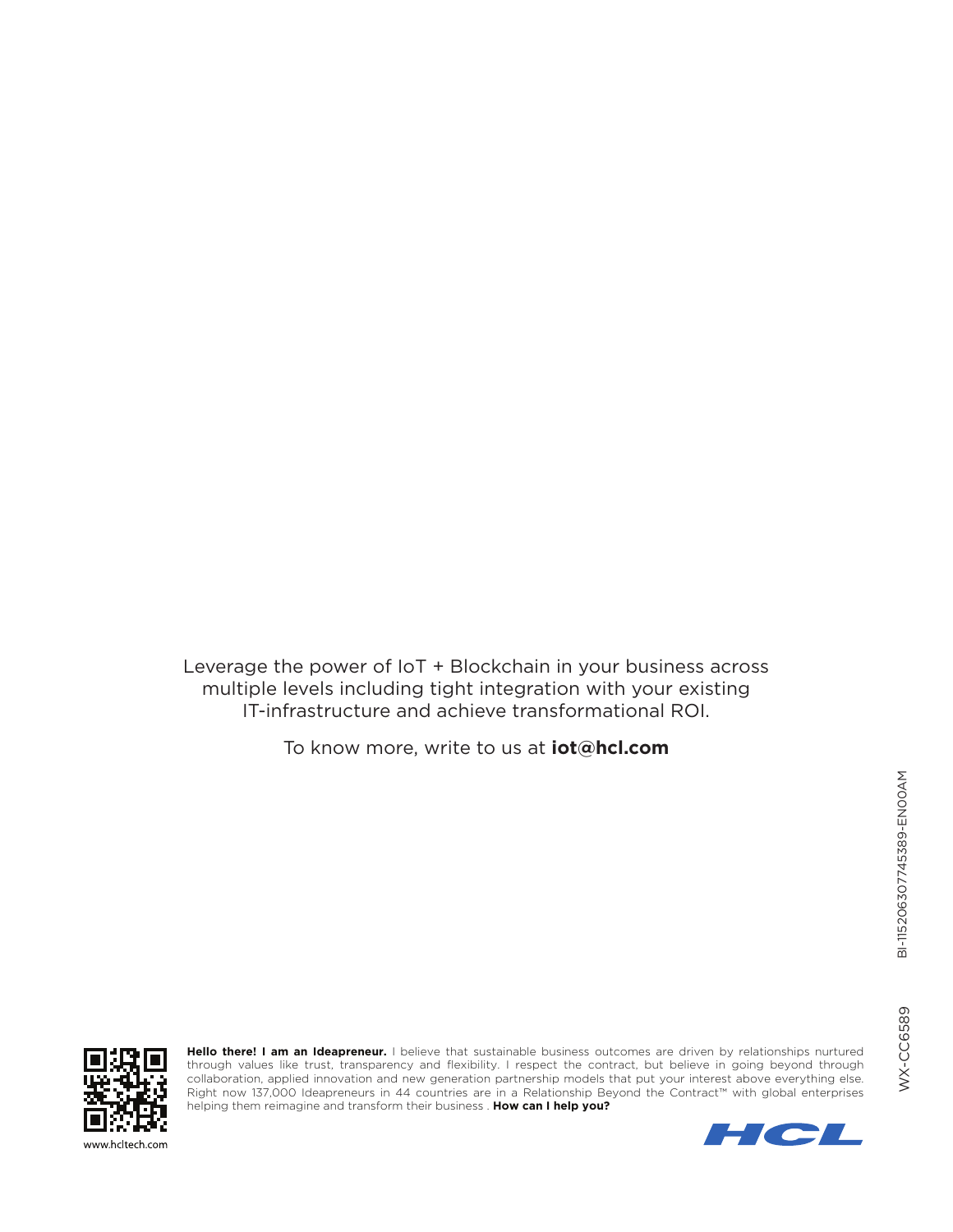Leverage the power of IoT + Blockchain in your business across multiple levels including tight integration with your existing IT-infrastructure and achieve transformational ROI.

To know more, write to us at **iot@hcl.com**

BI-1152063077453​89-EN00AM

WX-CC6589

www.hcltech.com

**Hello there! I am an Ideapreneur.** I believe that sustainable business outcomes are driven by relationships nurtured through values like trust, transparency and flexibility. I respect the contract, but believe in going beyond through collaboration, applied innovation and new generation partnership models that put your interest above everything else. Right now 137,000 Ideapreneurs in 44 countries are in a Relationship Beyond the Contract™ with global enterprises helping them reimagine and transform their business . **How can I help you?**

HCL